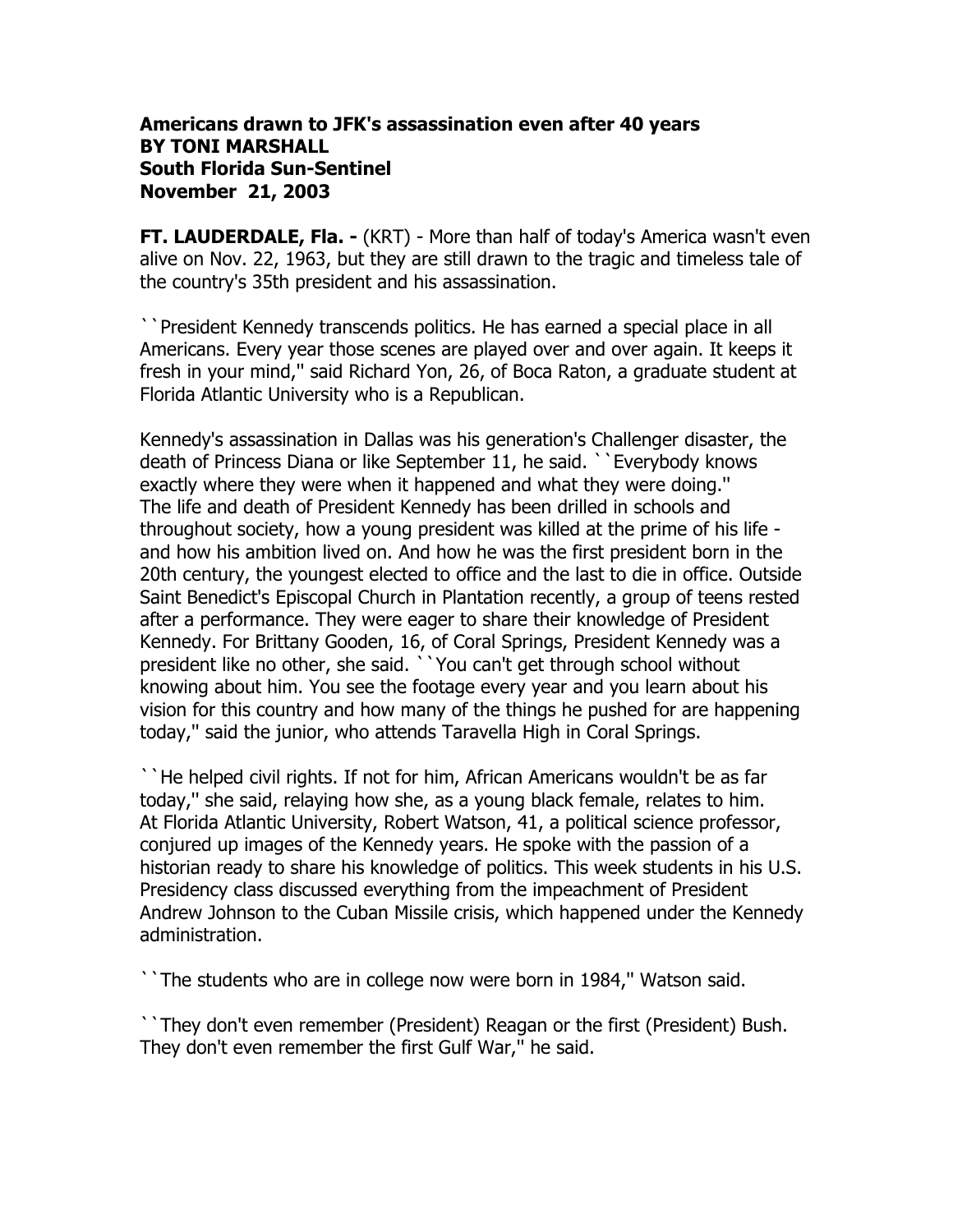**Americans drawn to JFK's assassination even after 40 years**
**BY TONI MARSHALL**
**South Florida Sun-Sentinel**
**November 21, 2003**

**FT. LAUDERDALE, Fla. -** (KRT) - More than half of today's America wasn't even alive on Nov. 22, 1963, but they are still drawn to the tragic and timeless tale of the country's 35th president and his assassination.

``President Kennedy transcends politics. He has earned a special place in all Americans. Every year those scenes are played over and over again. It keeps it fresh in your mind,'' said Richard Yon, 26, of Boca Raton, a graduate student at Florida Atlantic University who is a Republican.

Kennedy's assassination in Dallas was his generation's Challenger disaster, the death of Princess Diana or like September 11, he said. ``Everybody knows exactly where they were when it happened and what they were doing.''
The life and death of President Kennedy has been drilled in schools and throughout society, how a young president was killed at the prime of his life - and how his ambition lived on. And how he was the first president born in the 20th century, the youngest elected to office and the last to die in office. Outside Saint Benedict's Episcopal Church in Plantation recently, a group of teens rested after a performance. They were eager to share their knowledge of President Kennedy. For Brittany Gooden, 16, of Coral Springs, President Kennedy was a president like no other, she said. ``You can't get through school without knowing about him. You see the footage every year and you learn about his vision for this country and how many of the things he pushed for are happening today,'' said the junior, who attends Taravella High in Coral Springs.

``He helped civil rights. If not for him, African Americans wouldn't be as far today,'' she said, relaying how she, as a young black female, relates to him.
At Florida Atlantic University, Robert Watson, 41, a political science professor, conjured up images of the Kennedy years. He spoke with the passion of a historian ready to share his knowledge of politics. This week students in his U.S. Presidency class discussed everything from the impeachment of President Andrew Johnson to the Cuban Missile crisis, which happened under the Kennedy administration.

``The students who are in college now were born in 1984,'' Watson said.

``They don't even remember (President) Reagan or the first (President) Bush. They don't even remember the first Gulf War,'' he said.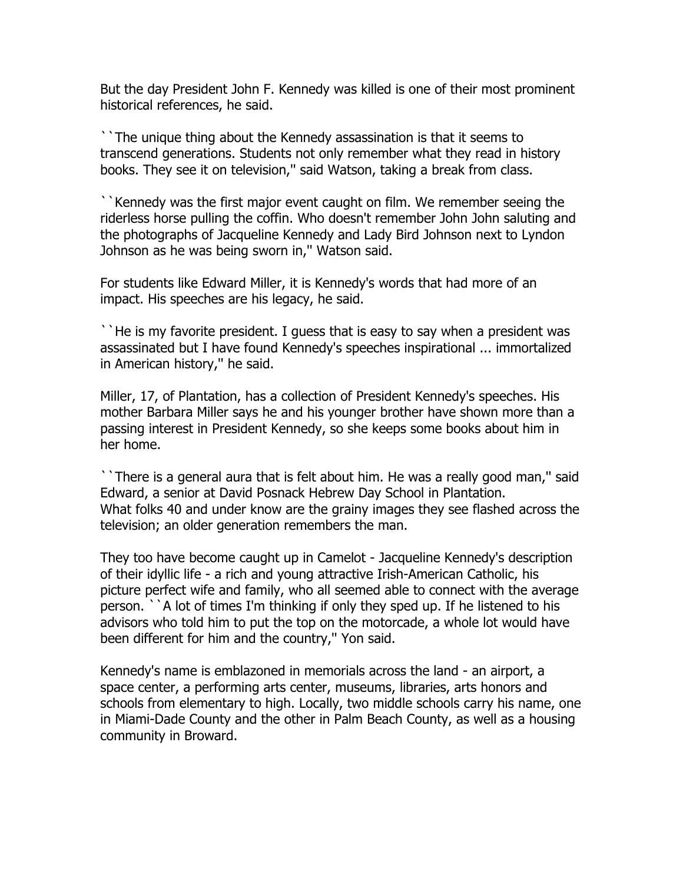But the day President John F. Kennedy was killed is one of their most prominent historical references, he said.

``The unique thing about the Kennedy assassination is that it seems to transcend generations. Students not only remember what they read in history books. They see it on television,'' said Watson, taking a break from class.

``Kennedy was the first major event caught on film. We remember seeing the riderless horse pulling the coffin. Who doesn't remember John John saluting and the photographs of Jacqueline Kennedy and Lady Bird Johnson next to Lyndon Johnson as he was being sworn in,'' Watson said.

For students like Edward Miller, it is Kennedy's words that had more of an impact. His speeches are his legacy, he said.

``He is my favorite president. I guess that is easy to say when a president was assassinated but I have found Kennedy's speeches inspirational ... immortalized in American history,'' he said.

Miller, 17, of Plantation, has a collection of President Kennedy's speeches. His mother Barbara Miller says he and his younger brother have shown more than a passing interest in President Kennedy, so she keeps some books about him in her home.

``There is a general aura that is felt about him. He was a really good man,'' said Edward, a senior at David Posnack Hebrew Day School in Plantation.
What folks 40 and under know are the grainy images they see flashed across the television; an older generation remembers the man.

They too have become caught up in Camelot - Jacqueline Kennedy's description of their idyllic life - a rich and young attractive Irish-American Catholic, his picture perfect wife and family, who all seemed able to connect with the average person. ``A lot of times I'm thinking if only they sped up. If he listened to his advisors who told him to put the top on the motorcade, a whole lot would have been different for him and the country,'' Yon said.

Kennedy's name is emblazoned in memorials across the land - an airport, a space center, a performing arts center, museums, libraries, arts honors and schools from elementary to high. Locally, two middle schools carry his name, one in Miami-Dade County and the other in Palm Beach County, as well as a housing community in Broward.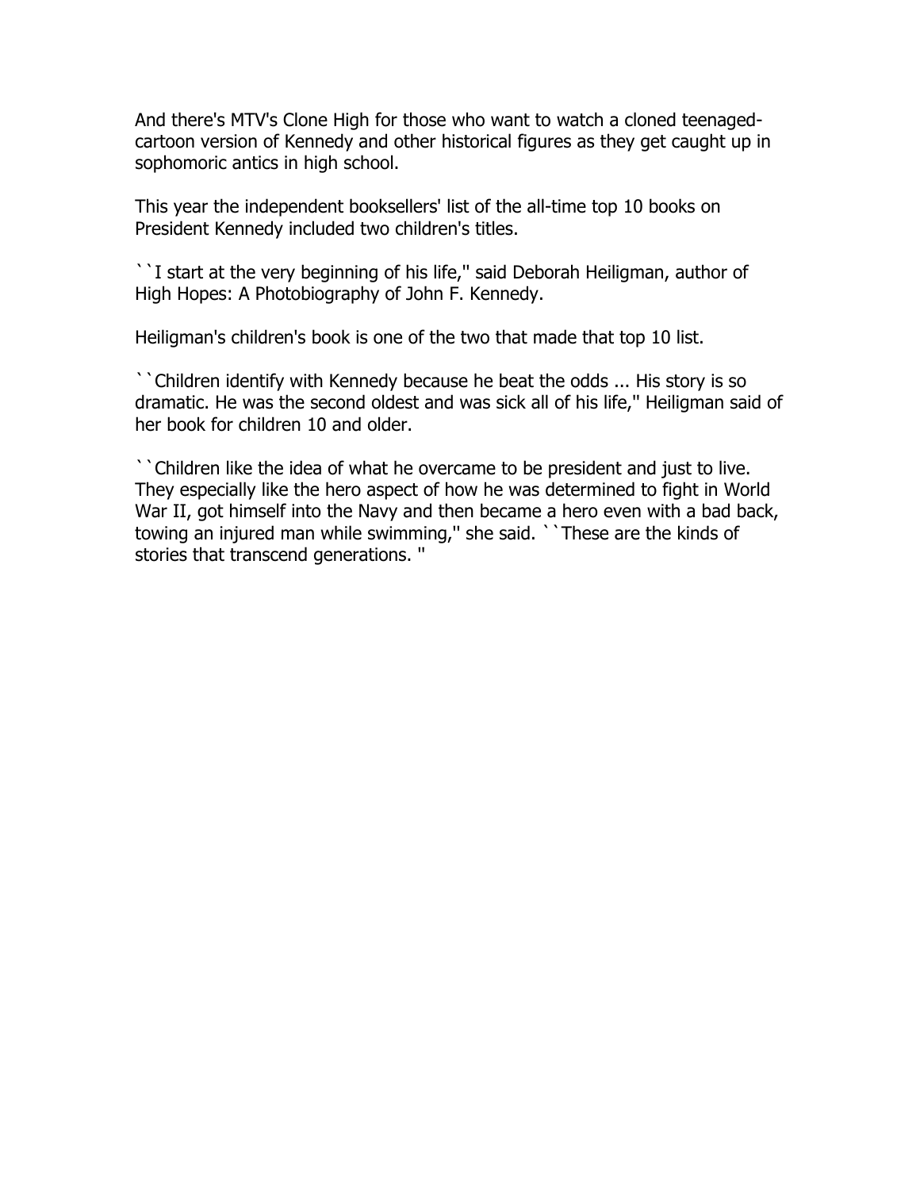And there's MTV's Clone High for those who want to watch a cloned teenaged-cartoon version of Kennedy and other historical figures as they get caught up in sophomoric antics in high school.

This year the independent booksellers' list of the all-time top 10 books on President Kennedy included two children's titles.

``I start at the very beginning of his life,'' said Deborah Heiligman, author of High Hopes: A Photobiography of John F. Kennedy.

Heiligman's children's book is one of the two that made that top 10 list.

``Children identify with Kennedy because he beat the odds ... His story is so dramatic. He was the second oldest and was sick all of his life,'' Heiligman said of her book for children 10 and older.

``Children like the idea of what he overcame to be president and just to live. They especially like the hero aspect of how he was determined to fight in World War II, got himself into the Navy and then became a hero even with a bad back, towing an injured man while swimming,'' she said. ``These are the kinds of stories that transcend generations. ''